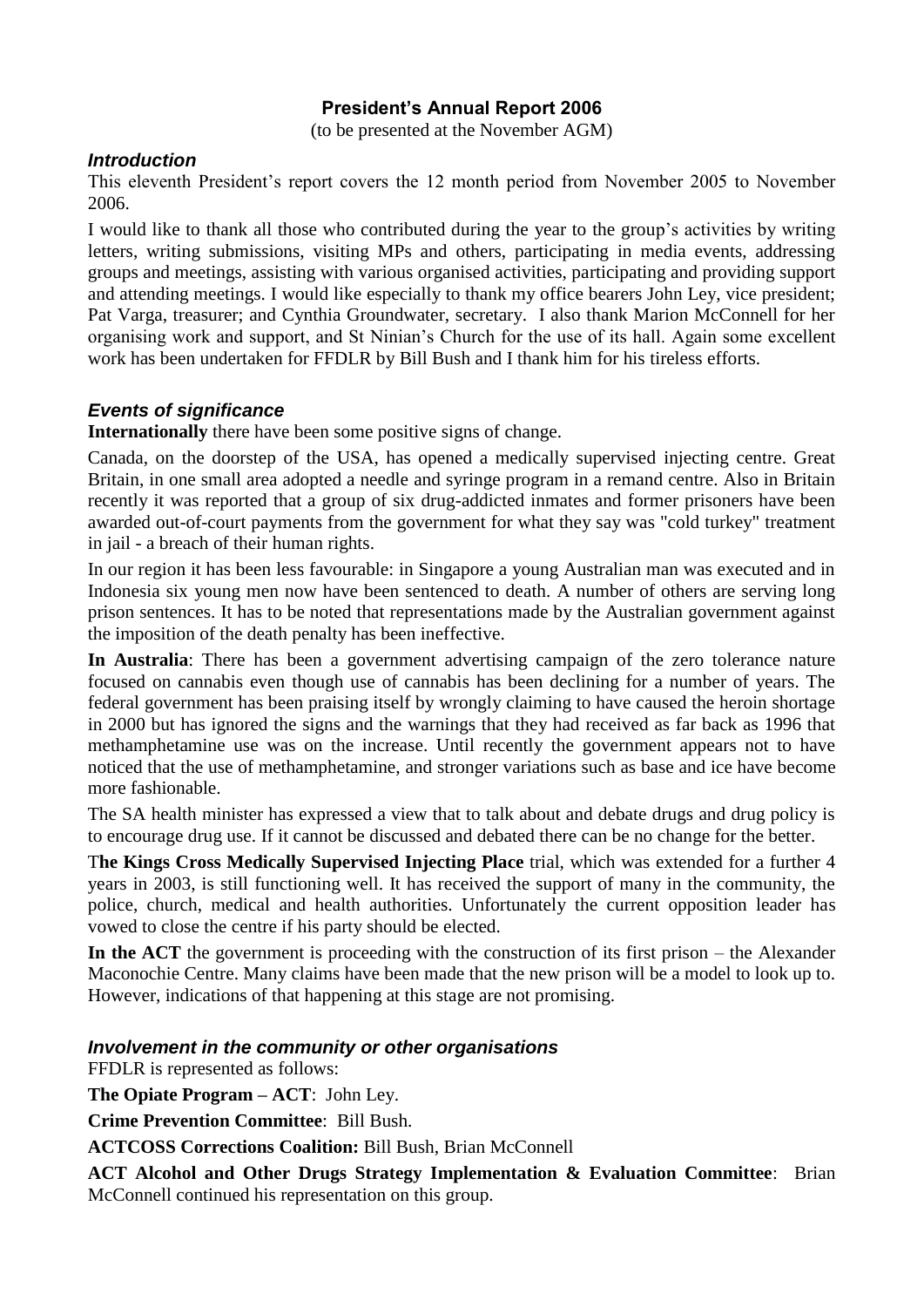# President's Annual Report 2006

(to be presented at the November AGM)

### *Introduction*

This eleventh President's report covers the 12 month period from November 2005 to November 2006.

I would like to thank all those who contributed during the year to the group's activities by writing letters, writing submissions, visiting MPs and others, participating in media events, addressing groups and meetings, assisting with various organised activities, participating and providing support and attending meetings. I would like especially to thank my office bearers John Ley, vice president; Pat Varga, treasurer; and Cynthia Groundwater, secretary. I also thank Marion McConnell for her organising work and support, and St Ninian's Church for the use of its hall. Again some excellent work has been undertaken for FFDLR by Bill Bush and I thank him for his tireless efforts.

### *Events of significance*

**Internationally** there have been some positive signs of change.

Canada, on the doorstep of the USA, has opened a medically supervised injecting centre. Great Britain, in one small area adopted a needle and syringe program in a remand centre. Also in Britain recently it was reported that a group of six drug-addicted inmates and former prisoners have been awarded out-of-court payments from the government for what they say was "cold turkey" treatment in jail - a breach of their human rights.

In our region it has been less favourable: in Singapore a young Australian man was executed and in Indonesia six young men now have been sentenced to death. A number of others are serving long prison sentences. It has to be noted that representations made by the Australian government against the imposition of the death penalty has been ineffective.

**In Australia**: There has been a government advertising campaign of the zero tolerance nature focused on cannabis even though use of cannabis has been declining for a number of years. The federal government has been praising itself by wrongly claiming to have caused the heroin shortage in 2000 but has ignored the signs and the warnings that they had received as far back as 1996 that methamphetamine use was on the increase. Until recently the government appears not to have noticed that the use of methamphetamine, and stronger variations such as base and ice have become more fashionable.

The SA health minister has expressed a view that to talk about and debate drugs and drug policy is to encourage drug use. If it cannot be discussed and debated there can be no change for the better.

T**he Kings Cross Medically Supervised Injecting Place** trial, which was extended for a further 4 years in 2003, is still functioning well. It has received the support of many in the community, the police, church, medical and health authorities. Unfortunately the current opposition leader has vowed to close the centre if his party should be elected.

**In the ACT** the government is proceeding with the construction of its first prison – the Alexander Maconochie Centre. Many claims have been made that the new prison will be a model to look up to. However, indications of that happening at this stage are not promising.

### *Involvement in the community or other organisations*

FFDLR is represented as follows:

**The Opiate Program – ACT**: John Ley.

**Crime Prevention Committee**: Bill Bush.

**ACTCOSS Corrections Coalition:** Bill Bush, Brian McConnell

**ACT Alcohol and Other Drugs Strategy Implementation & Evaluation Committee**: Brian McConnell continued his representation on this group.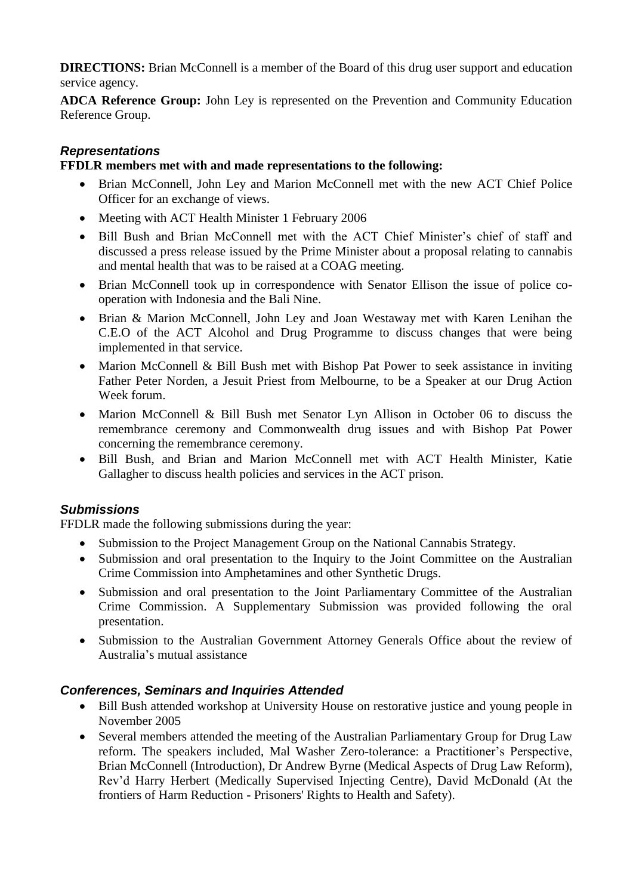**DIRECTIONS:** Brian McConnell is a member of the Board of this drug user support and education service agency.

**ADCA Reference Group:** John Ley is represented on the Prevention and Community Education Reference Group.

### *Representations*

**FFDLR members met with and made representations to the following:**

- Brian McConnell, John Ley and Marion McConnell met with the new ACT Chief Police Officer for an exchange of views.
- Meeting with ACT Health Minister 1 February 2006
- Bill Bush and Brian McConnell met with the ACT Chief Minister's chief of staff and discussed a press release issued by the Prime Minister about a proposal relating to cannabis and mental health that was to be raised at a COAG meeting.
- Brian McConnell took up in correspondence with Senator Ellison the issue of police co-operation with Indonesia and the Bali Nine.
- Brian & Marion McConnell, John Ley and Joan Westaway met with Karen Lenihan the C.E.O of the ACT Alcohol and Drug Programme to discuss changes that were being implemented in that service.
- Marion McConnell & Bill Bush met with Bishop Pat Power to seek assistance in inviting Father Peter Norden, a Jesuit Priest from Melbourne, to be a Speaker at our Drug Action Week forum.
- Marion McConnell & Bill Bush met Senator Lyn Allison in October 06 to discuss the remembrance ceremony and Commonwealth drug issues and with Bishop Pat Power concerning the remembrance ceremony.
- Bill Bush, and Brian and Marion McConnell met with ACT Health Minister, Katie Gallagher to discuss health policies and services in the ACT prison.

### *Submissions*

FFDLR made the following submissions during the year:

- Submission to the Project Management Group on the National Cannabis Strategy.
- Submission and oral presentation to the Inquiry to the Joint Committee on the Australian Crime Commission into Amphetamines and other Synthetic Drugs.
- Submission and oral presentation to the Joint Parliamentary Committee of the Australian Crime Commission. A Supplementary Submission was provided following the oral presentation.
- Submission to the Australian Government Attorney Generals Office about the review of Australia's mutual assistance

### *Conferences, Seminars and Inquiries Attended*

- Bill Bush attended workshop at University House on restorative justice and young people in November 2005
- Several members attended the meeting of the Australian Parliamentary Group for Drug Law reform. The speakers included, Mal Washer Zero-tolerance: a Practitioner's Perspective, Brian McConnell (Introduction), Dr Andrew Byrne (Medical Aspects of Drug Law Reform), Rev'd Harry Herbert (Medically Supervised Injecting Centre), David McDonald (At the frontiers of Harm Reduction - Prisoners' Rights to Health and Safety).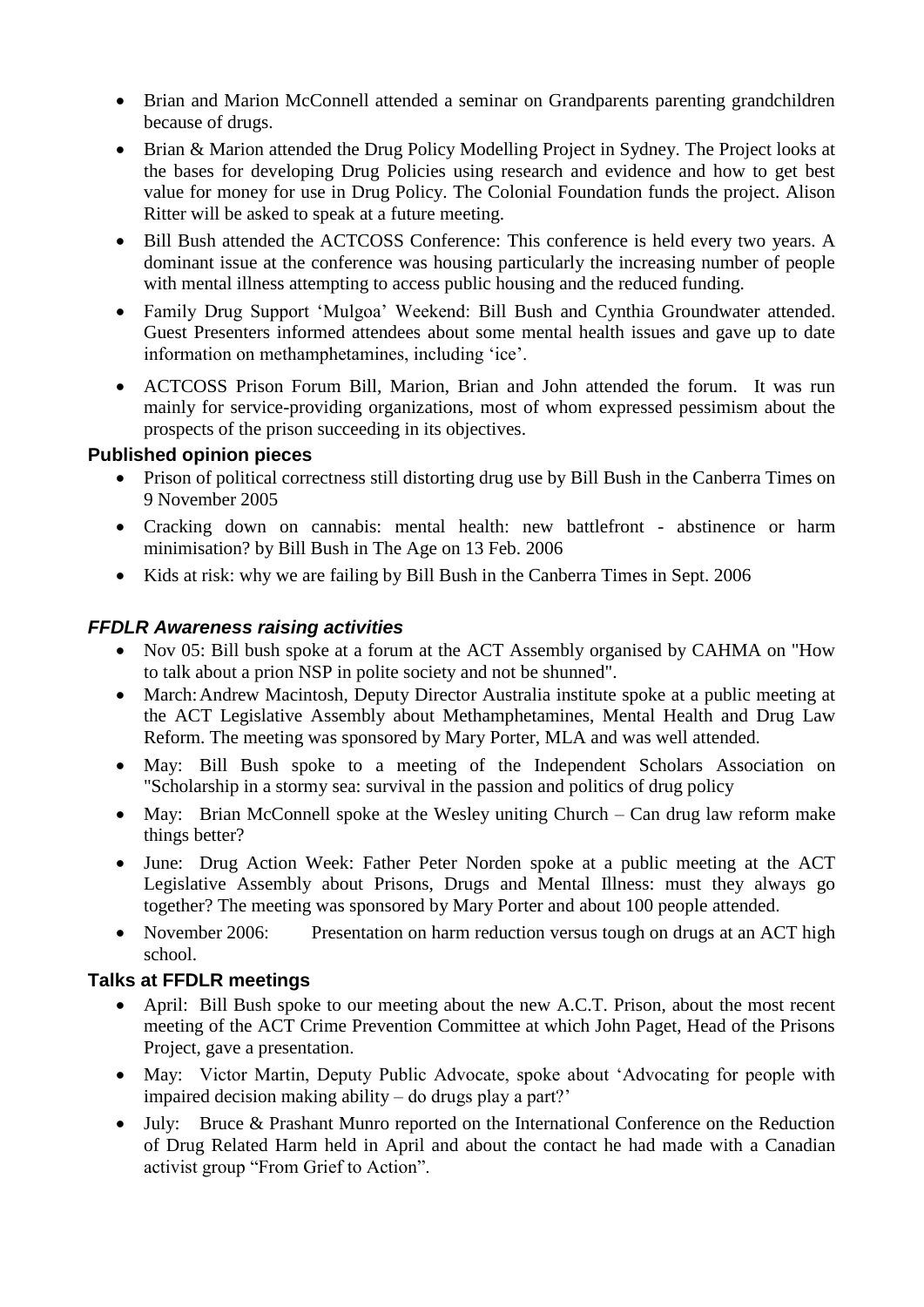- Brian and Marion McConnell attended a seminar on Grandparents parenting grandchildren because of drugs.
- Brian & Marion attended the Drug Policy Modelling Project in Sydney. The Project looks at the bases for developing Drug Policies using research and evidence and how to get best value for money for use in Drug Policy. The Colonial Foundation funds the project. Alison Ritter will be asked to speak at a future meeting.
- Bill Bush attended the ACTCOSS Conference: This conference is held every two years. A dominant issue at the conference was housing particularly the increasing number of people with mental illness attempting to access public housing and the reduced funding.
- Family Drug Support 'Mulgoa' Weekend: Bill Bush and Cynthia Groundwater attended. Guest Presenters informed attendees about some mental health issues and gave up to date information on methamphetamines, including 'ice'.
- ACTCOSS Prison Forum Bill, Marion, Brian and John attended the forum. It was run mainly for service-providing organizations, most of whom expressed pessimism about the prospects of the prison succeeding in its objectives.

### Published opinion pieces

- Prison of political correctness still distorting drug use by Bill Bush in the Canberra Times on 9 November 2005
- Cracking down on cannabis: mental health: new battlefront - abstinence or harm minimisation? by Bill Bush in The Age on 13 Feb. 2006
- Kids at risk: why we are failing by Bill Bush in the Canberra Times in Sept. 2006

### *FFDLR Awareness raising activities*

- Nov 05: Bill bush spoke at a forum at the ACT Assembly organised by CAHMA on "How to talk about a prion NSP in polite society and not be shunned".
- March: Andrew Macintosh, Deputy Director Australia institute spoke at a public meeting at the ACT Legislative Assembly about Methamphetamines, Mental Health and Drug Law Reform. The meeting was sponsored by Mary Porter, MLA and was well attended.
- May: Bill Bush spoke to a meeting of the Independent Scholars Association on "Scholarship in a stormy sea: survival in the passion and politics of drug policy
- May: Brian McConnell spoke at the Wesley uniting Church – Can drug law reform make things better?
- June: Drug Action Week: Father Peter Norden spoke at a public meeting at the ACT Legislative Assembly about Prisons, Drugs and Mental Illness: must they always go together? The meeting was sponsored by Mary Porter and about 100 people attended.
- November 2006: Presentation on harm reduction versus tough on drugs at an ACT high school.

### Talks at FFDLR meetings

- April: Bill Bush spoke to our meeting about the new A.C.T. Prison, about the most recent meeting of the ACT Crime Prevention Committee at which John Paget, Head of the Prisons Project, gave a presentation.
- May: Victor Martin, Deputy Public Advocate, spoke about 'Advocating for people with impaired decision making ability – do drugs play a part?'
- July: Bruce & Prashant Munro reported on the International Conference on the Reduction of Drug Related Harm held in April and about the contact he had made with a Canadian activist group "From Grief to Action".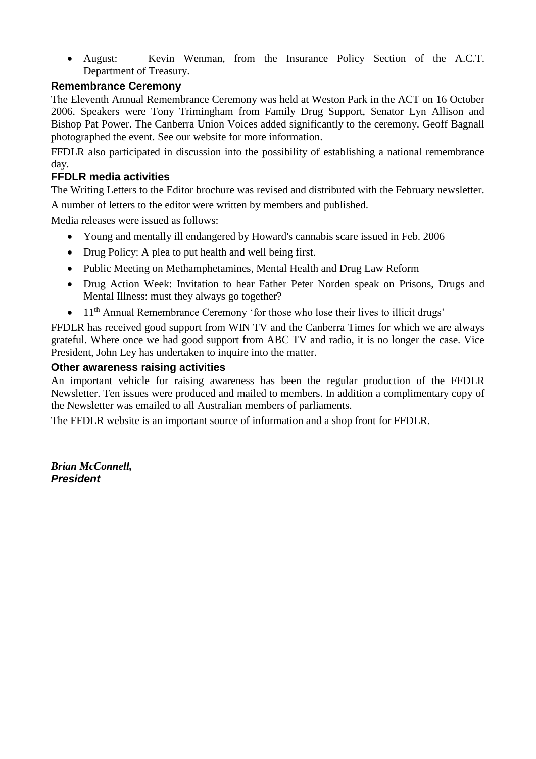- August: Kevin Wenman, from the Insurance Policy Section of the A.C.T. Department of Treasury.

### Remembrance Ceremony

The Eleventh Annual Remembrance Ceremony was held at Weston Park in the ACT on 16 October 2006. Speakers were Tony Trimingham from Family Drug Support, Senator Lyn Allison and Bishop Pat Power. The Canberra Union Voices added significantly to the ceremony. Geoff Bagnall photographed the event. See our website for more information.

FFDLR also participated in discussion into the possibility of establishing a national remembrance day.

### FFDLR media activities

The Writing Letters to the Editor brochure was revised and distributed with the February newsletter.

A number of letters to the editor were written by members and published.

Media releases were issued as follows:

- Young and mentally ill endangered by Howard's cannabis scare issued in Feb. 2006
- Drug Policy: A plea to put health and well being first.
- Public Meeting on Methamphetamines, Mental Health and Drug Law Reform
- Drug Action Week: Invitation to hear Father Peter Norden speak on Prisons, Drugs and Mental Illness: must they always go together?
- 11th Annual Remembrance Ceremony 'for those who lose their lives to illicit drugs'

FFDLR has received good support from WIN TV and the Canberra Times for which we are always grateful. Where once we had good support from ABC TV and radio, it is no longer the case. Vice President, John Ley has undertaken to inquire into the matter.

### Other awareness raising activities

An important vehicle for raising awareness has been the regular production of the FFDLR Newsletter. Ten issues were produced and mailed to members. In addition a complimentary copy of the Newsletter was emailed to all Australian members of parliaments.

The FFDLR website is an important source of information and a shop front for FFDLR.

***Brian McConnell,***
***President***